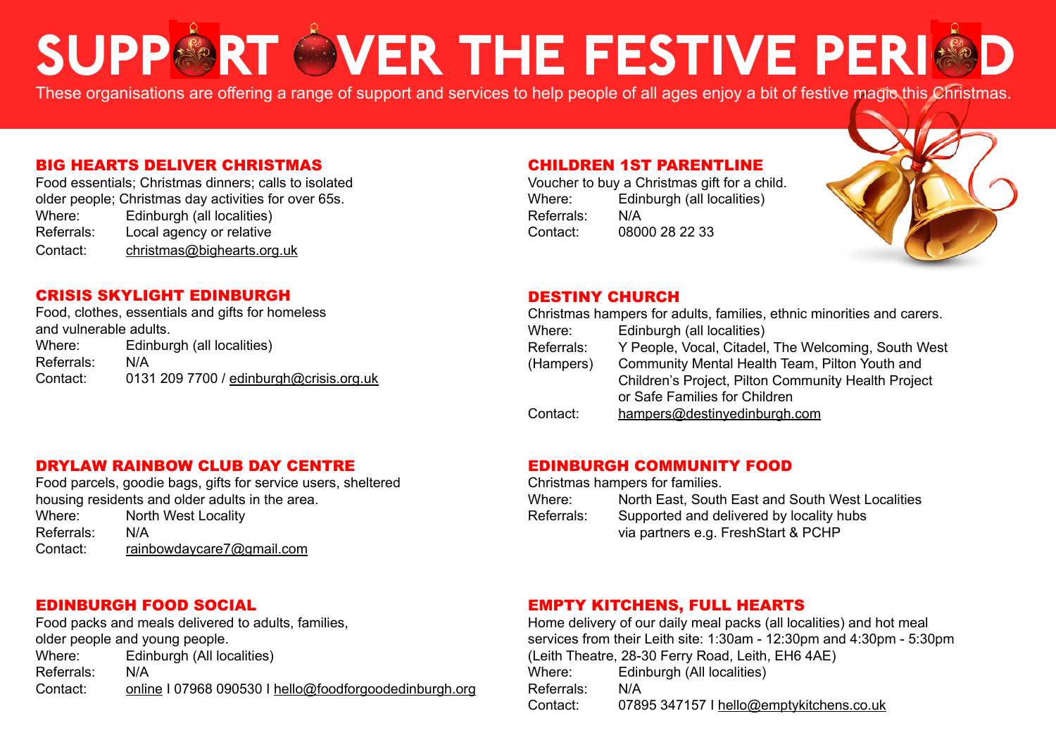# SUPPORT OVER THE FESTIVE PERIOD

These organisations are offering a range of support and services to help people of all ages enjoy a bit of festive magic this Christmas.

## BIG HEARTS DELIVER CHRISTMAS

Food essentials; Christmas dinners; calls to isolated older people; Christmas day activities for over 65s.

Where: Edinburgh (all localities)
Referrals: Local agency or relative
Contact: christmas@bighearts.org.uk

## CHILDREN 1ST PARENTLINE

Voucher to buy a Christmas gift for a child.

Where: Edinburgh (all localities)
Referrals: N/A
Contact: 08000 28 22 33

## CRISIS SKYLIGHT EDINBURGH

Food, clothes, essentials and gifts for homeless and vulnerable adults.

Where: Edinburgh (all localities)
Referrals: N/A
Contact: 0131 209 7700 / edinburgh@crisis.org.uk

## DESTINY CHURCH

Christmas hampers for adults, families, ethnic minorities and carers.

Where: Edinburgh (all localities)
Referrals (Hampers): Y People, Vocal, Citadel, The Welcoming, South West Community Mental Health Team, Pilton Youth and Children's Project, Pilton Community Health Project or Safe Families for Children
Contact: hampers@destinyedinburgh.com

## DRYLAW RAINBOW CLUB DAY CENTRE

Food parcels, goodie bags, gifts for service users, sheltered housing residents and older adults in the area.

Where: North West Locality
Referrals: N/A
Contact: rainbowdaycare7@gmail.com

## EDINBURGH COMMUNITY FOOD

Christmas hampers for families.

Where: North East, South East and South West Localities
Referrals: Supported and delivered by locality hubs via partners e.g. FreshStart & PCHP

## EDINBURGH FOOD SOCIAL

Food packs and meals delivered to adults, families, older people and young people.

Where: Edinburgh (All localities)
Referrals: N/A
Contact: online I 07968 090530 I hello@foodforgoodedinburgh.org

## EMPTY KITCHENS, FULL HEARTS

Home delivery of our daily meal packs (all localities) and hot meal services from their Leith site: 1:30am - 12:30pm and 4:30pm - 5:30pm (Leith Theatre, 28-30 Ferry Road, Leith, EH6 4AE)

Where: Edinburgh (All localities)
Referrals: N/A
Contact: 07895 347157 I hello@emptykitchens.co.uk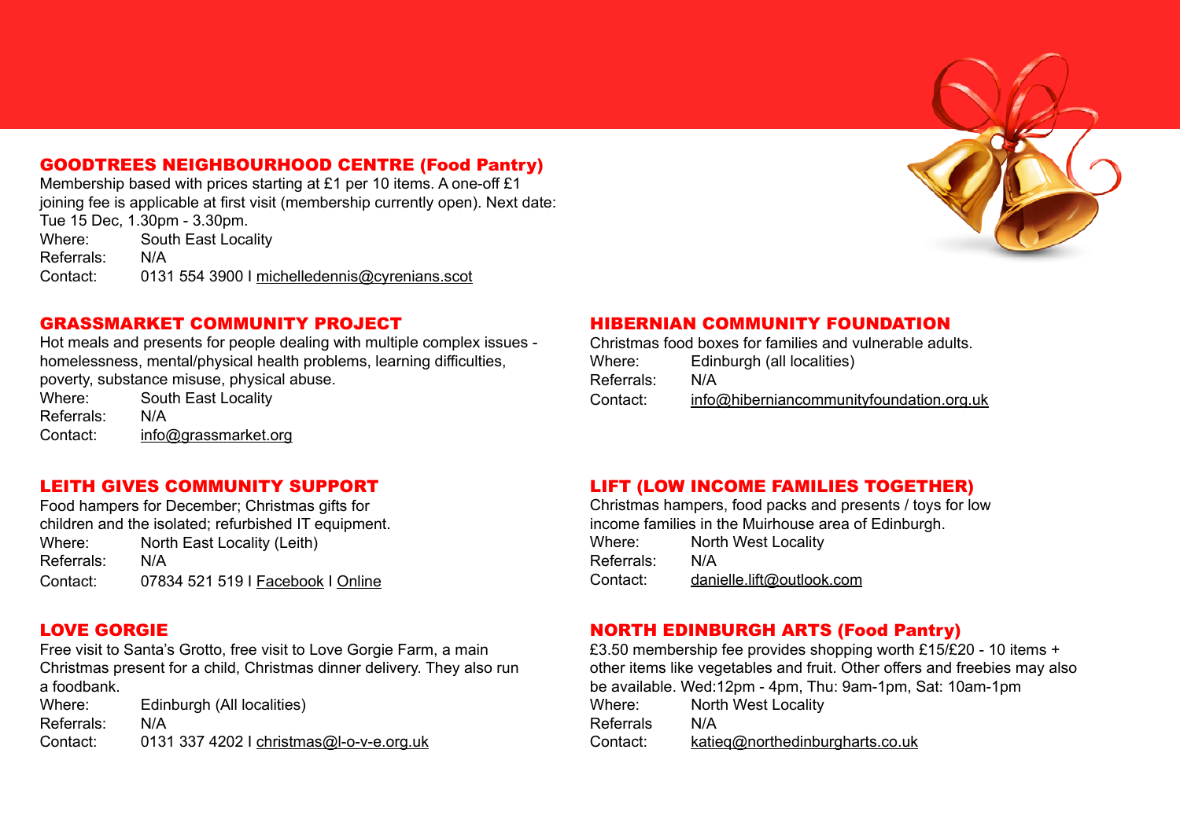## GOODTREES NEIGHBOURHOOD CENTRE (Food Pantry)

Membership based with prices starting at £1 per 10 items. A one-off £1 joining fee is applicable at first visit (membership currently open). Next date: Tue 15 Dec, 1.30pm - 3.30pm.

Where: South East Locality
Referrals: N/A
Contact: 0131 554 3900 I michelledennis@cyrenians.scot

## GRASSMARKET COMMUNITY PROJECT

Hot meals and presents for people dealing with multiple complex issues - homelessness, mental/physical health problems, learning difficulties, poverty, substance misuse, physical abuse.

Where: South East Locality
Referrals: N/A
Contact: info@grassmarket.org

## LEITH GIVES COMMUNITY SUPPORT

Food hampers for December; Christmas gifts for children and the isolated; refurbished IT equipment.

Where: North East Locality (Leith)
Referrals: N/A
Contact: 07834 521 519 I Facebook I Online

## LOVE GORGIE

Free visit to Santa's Grotto, free visit to Love Gorgie Farm, a main Christmas present for a child, Christmas dinner delivery. They also run a foodbank.

Where: Edinburgh (All localities)
Referrals: N/A
Contact: 0131 337 4202 I christmas@l-o-v-e.org.uk

## HIBERNIAN COMMUNITY FOUNDATION

Christmas food boxes for families and vulnerable adults.

Where: Edinburgh (all localities)
Referrals: N/A
Contact: info@hiberniancommunityfoundation.org.uk

## LIFT (LOW INCOME FAMILIES TOGETHER)

Christmas hampers, food packs and presents / toys for low income families in the Muirhouse area of Edinburgh.

Where: North West Locality
Referrals: N/A
Contact: danielle.lift@outlook.com

## NORTH EDINBURGH ARTS (Food Pantry)

£3.50 membership fee provides shopping worth £15/£20 - 10 items + other items like vegetables and fruit. Other offers and freebies may also be available. Wed:12pm - 4pm, Thu: 9am-1pm, Sat: 10am-1pm

Where: North West Locality
Referrals N/A
Contact: katieg@northedinburgharts.co.uk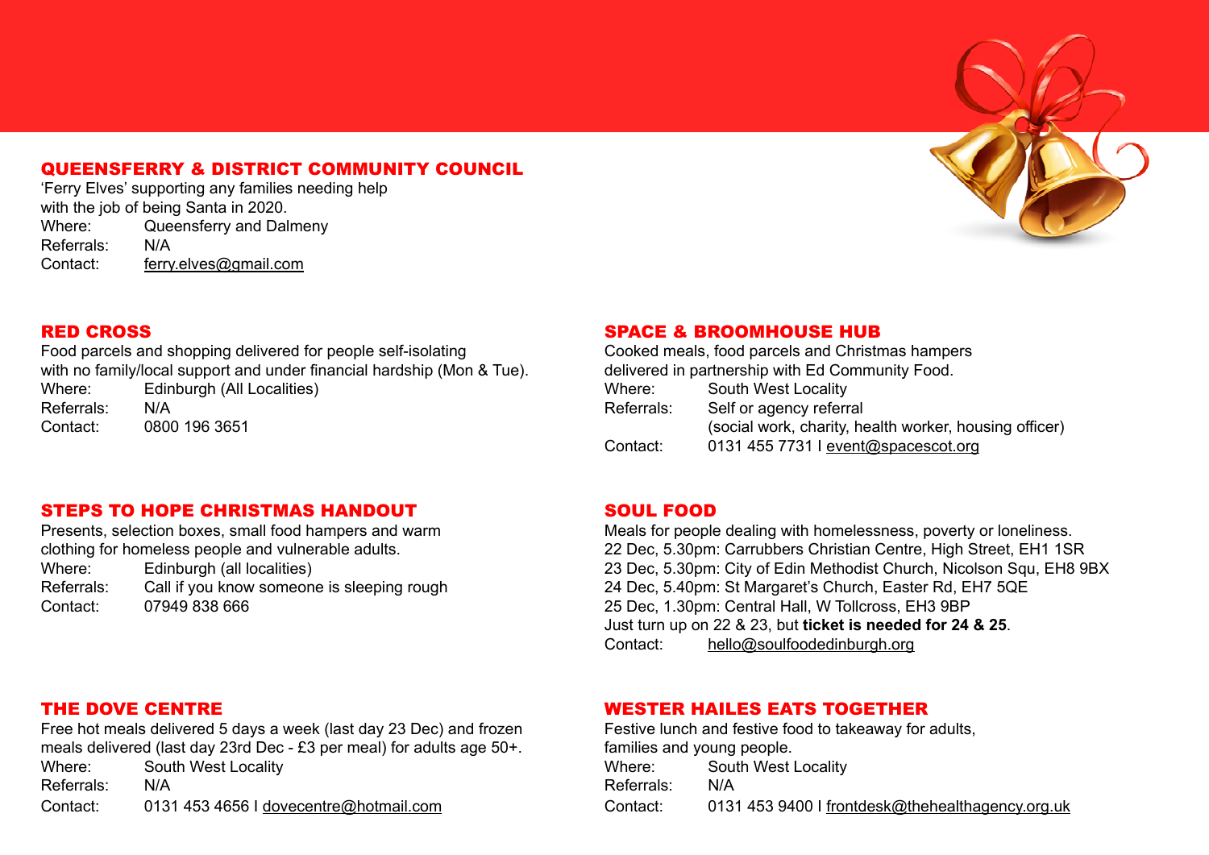## QUEENSFERRY & DISTRICT COMMUNITY COUNCIL

'Ferry Elves' supporting any families needing help with the job of being Santa in 2020.

Where: Queensferry and Dalmeny
Referrals: N/A
Contact: ferry.elves@gmail.com

## RED CROSS

Food parcels and shopping delivered for people self-isolating with no family/local support and under financial hardship (Mon & Tue).

Where: Edinburgh (All Localities)
Referrals: N/A
Contact: 0800 196 3651

## STEPS TO HOPE CHRISTMAS HANDOUT

Presents, selection boxes, small food hampers and warm clothing for homeless people and vulnerable adults.

Where: Edinburgh (all localities)
Referrals: Call if you know someone is sleeping rough
Contact: 07949 838 666

## THE DOVE CENTRE

Free hot meals delivered 5 days a week (last day 23 Dec) and frozen meals delivered (last day 23rd Dec - £3 per meal) for adults age 50+.

Where: South West Locality
Referrals: N/A
Contact: 0131 453 4656 I dovecentre@hotmail.com

## SPACE & BROOMHOUSE HUB

Cooked meals, food parcels and Christmas hampers delivered in partnership with Ed Community Food.

Where: South West Locality
Referrals: Self or agency referral (social work, charity, health worker, housing officer)
Contact: 0131 455 7731 I event@spacescot.org

## SOUL FOOD

Meals for people dealing with homelessness, poverty or loneliness.

22 Dec, 5.30pm: Carrubbers Christian Centre, High Street, EH1 1SR
23 Dec, 5.30pm: City of Edin Methodist Church, Nicolson Squ, EH8 9BX
24 Dec, 5.40pm: St Margaret's Church, Easter Rd, EH7 5QE
25 Dec, 1.30pm: Central Hall, W Tollcross, EH3 9BP
Just turn up on 22 & 23, but **ticket is needed for 24 & 25**.

Contact: hello@soulfoodedinburgh.org

## WESTER HAILES EATS TOGETHER

Festive lunch and festive food to takeaway for adults, families and young people.

Where: South West Locality
Referrals: N/A
Contact: 0131 453 9400 I frontdesk@thehealthagency.org.uk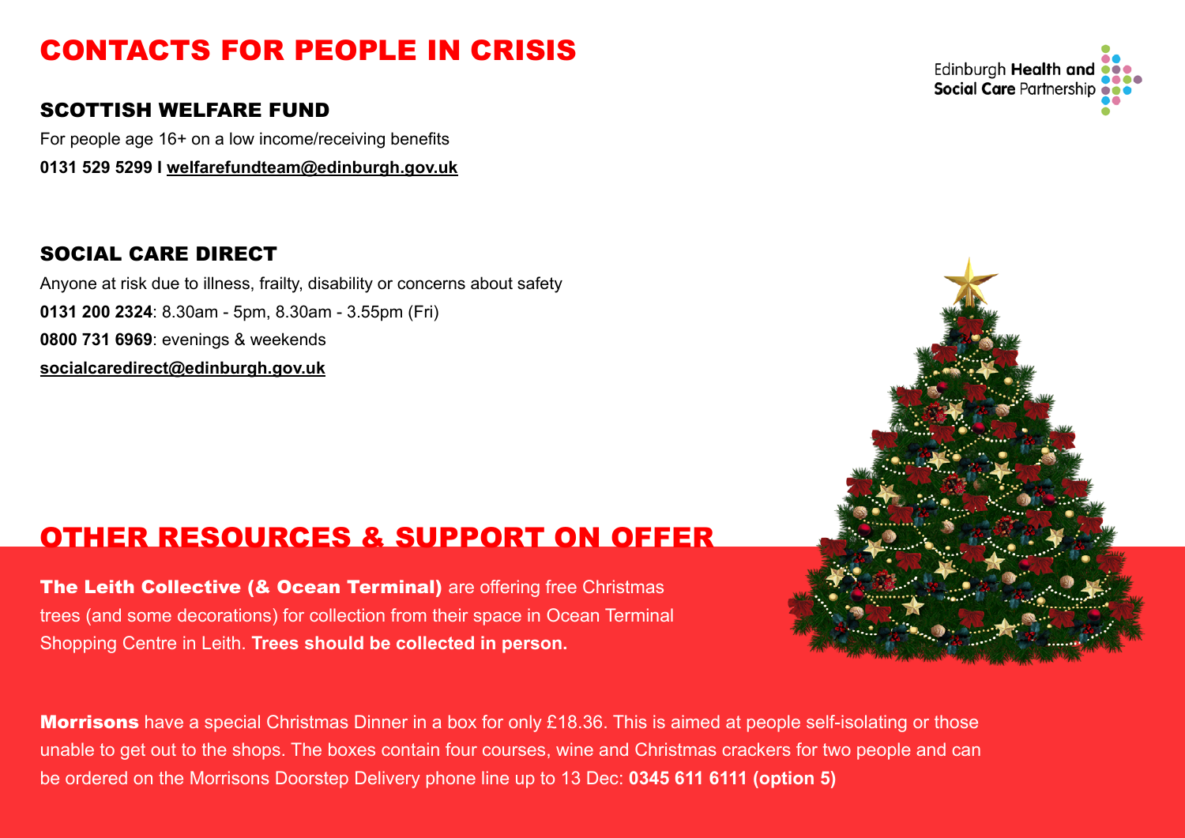# CONTACTS FOR PEOPLE IN CRISIS

Edinburgh **Health and Social Care** Partnership

## SCOTTISH WELFARE FUND

For people age 16+ on a low income/receiving benefits

**0131 529 5299 I welfarefundteam@edinburgh.gov.uk**

## SOCIAL CARE DIRECT

Anyone at risk due to illness, frailty, disability or concerns about safety

**0131 200 2324**: 8.30am - 5pm, 8.30am - 3.55pm (Fri)

**0800 731 6969**: evenings & weekends

**socialcaredirect@edinburgh.gov.uk**

# OTHER RESOURCES & SUPPORT ON OFFER

**The Leith Collective (& Ocean Terminal)** are offering free Christmas trees (and some decorations) for collection from their space in Ocean Terminal Shopping Centre in Leith. **Trees should be collected in person.**

**Morrisons** have a special Christmas Dinner in a box for only £18.36. This is aimed at people self-isolating or those unable to get out to the shops. The boxes contain four courses, wine and Christmas crackers for two people and can be ordered on the Morrisons Doorstep Delivery phone line up to 13 Dec: **0345 611 6111 (option 5)**